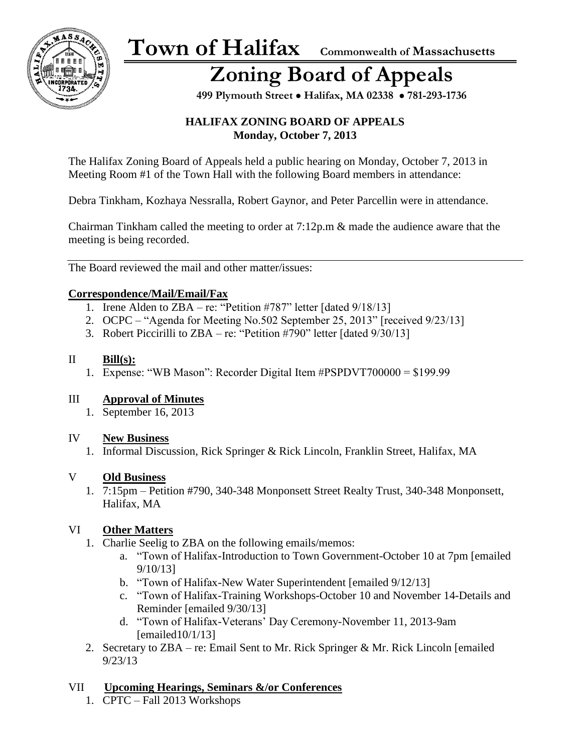# Town of Halifax

Commonwealth of Massachusetts

# Zoning Board of Appeals

**499 Plymouth Street • Halifax, MA 02338 • 781-293-1736**

**HALIFAX ZONING BOARD OF APPEALS**
**Monday, October 7, 2013**

The Halifax Zoning Board of Appeals held a public hearing on Monday, October 7, 2013 in Meeting Room #1 of the Town Hall with the following Board members in attendance:

Debra Tinkham, Kozhaya Nessralla, Robert Gaynor, and Peter Parcellin were in attendance.

Chairman Tinkham called the meeting to order at 7:12p.m & made the audience aware that the meeting is being recorded.

---

The Board reviewed the mail and other matter/issues:

**Correspondence/Mail/Email/Fax**

1. Irene Alden to ZBA – re: "Petition #787" letter [dated 9/18/13]
2. OCPC – "Agenda for Meeting No.502 September 25, 2013" [received 9/23/13]
3. Robert Piccirilli to ZBA – re: "Petition #790" letter [dated 9/30/13]

II **Bill(s):**

1. Expense: "WB Mason": Recorder Digital Item #PSPDVT700000 = $199.99

III **Approval of Minutes**

1. September 16, 2013

IV **New Business**

1. Informal Discussion, Rick Springer & Rick Lincoln, Franklin Street, Halifax, MA

V **Old Business**

1. 7:15pm – Petition #790, 340-348 Monponsett Street Realty Trust, 340-348 Monponsett, Halifax, MA

VI **Other Matters**

1. Charlie Seelig to ZBA on the following emails/memos:
   a. "Town of Halifax-Introduction to Town Government-October 10 at 7pm [emailed 9/10/13]
   b. "Town of Halifax-New Water Superintendent [emailed 9/12/13]
   c. "Town of Halifax-Training Workshops-October 10 and November 14-Details and Reminder [emailed 9/30/13]
   d. "Town of Halifax-Veterans' Day Ceremony-November 11, 2013-9am [emailed10/1/13]
2. Secretary to ZBA – re: Email Sent to Mr. Rick Springer & Mr. Rick Lincoln [emailed 9/23/13

VII **Upcoming Hearings, Seminars &/or Conferences**

1. CPTC – Fall 2013 Workshops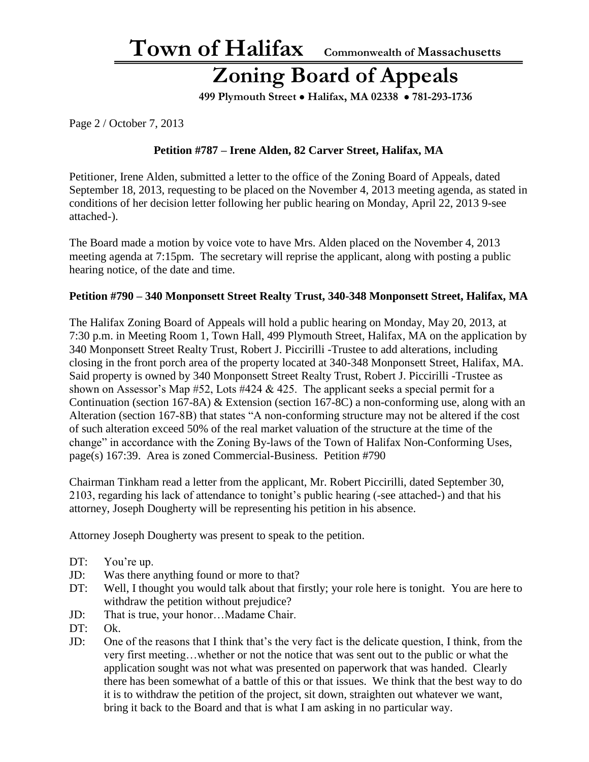# Town of Halifax

Commonwealth of Massachusetts

## Zoning Board of Appeals

**499 Plymouth Street • Halifax, MA 02338 • 781-293-1736**

Page 2 / October 7, 2013

**Petition #787 – Irene Alden, 82 Carver Street, Halifax, MA**

Petitioner, Irene Alden, submitted a letter to the office of the Zoning Board of Appeals, dated September 18, 2013, requesting to be placed on the November 4, 2013 meeting agenda, as stated in conditions of her decision letter following her public hearing on Monday, April 22, 2013 9-see attached-).

The Board made a motion by voice vote to have Mrs. Alden placed on the November 4, 2013 meeting agenda at 7:15pm. The secretary will reprise the applicant, along with posting a public hearing notice, of the date and time.

**Petition #790 – 340 Monponsett Street Realty Trust, 340-348 Monponsett Street, Halifax, MA**

The Halifax Zoning Board of Appeals will hold a public hearing on Monday, May 20, 2013, at 7:30 p.m. in Meeting Room 1, Town Hall, 499 Plymouth Street, Halifax, MA on the application by 340 Monponsett Street Realty Trust, Robert J. Piccirilli -Trustee to add alterations, including closing in the front porch area of the property located at 340-348 Monponsett Street, Halifax, MA. Said property is owned by 340 Monponsett Street Realty Trust, Robert J. Piccirilli -Trustee as shown on Assessor's Map #52, Lots #424 & 425. The applicant seeks a special permit for a Continuation (section 167-8A) & Extension (section 167-8C) a non-conforming use, along with an Alteration (section 167-8B) that states "A non-conforming structure may not be altered if the cost of such alteration exceed 50% of the real market valuation of the structure at the time of the change" in accordance with the Zoning By-laws of the Town of Halifax Non-Conforming Uses, page(s) 167:39. Area is zoned Commercial-Business. Petition #790

Chairman Tinkham read a letter from the applicant, Mr. Robert Piccirilli, dated September 30, 2103, regarding his lack of attendance to tonight's public hearing (-see attached-) and that his attorney, Joseph Dougherty will be representing his petition in his absence.

Attorney Joseph Dougherty was present to speak to the petition.

DT: You're up.
JD: Was there anything found or more to that?
DT: Well, I thought you would talk about that firstly; your role here is tonight. You are here to withdraw the petition without prejudice?
JD: That is true, your honor…Madame Chair.
DT: Ok.
JD: One of the reasons that I think that's the very fact is the delicate question, I think, from the very first meeting…whether or not the notice that was sent out to the public or what the application sought was not what was presented on paperwork that was handed. Clearly there has been somewhat of a battle of this or that issues. We think that the best way to do it is to withdraw the petition of the project, sit down, straighten out whatever we want, bring it back to the Board and that is what I am asking in no particular way.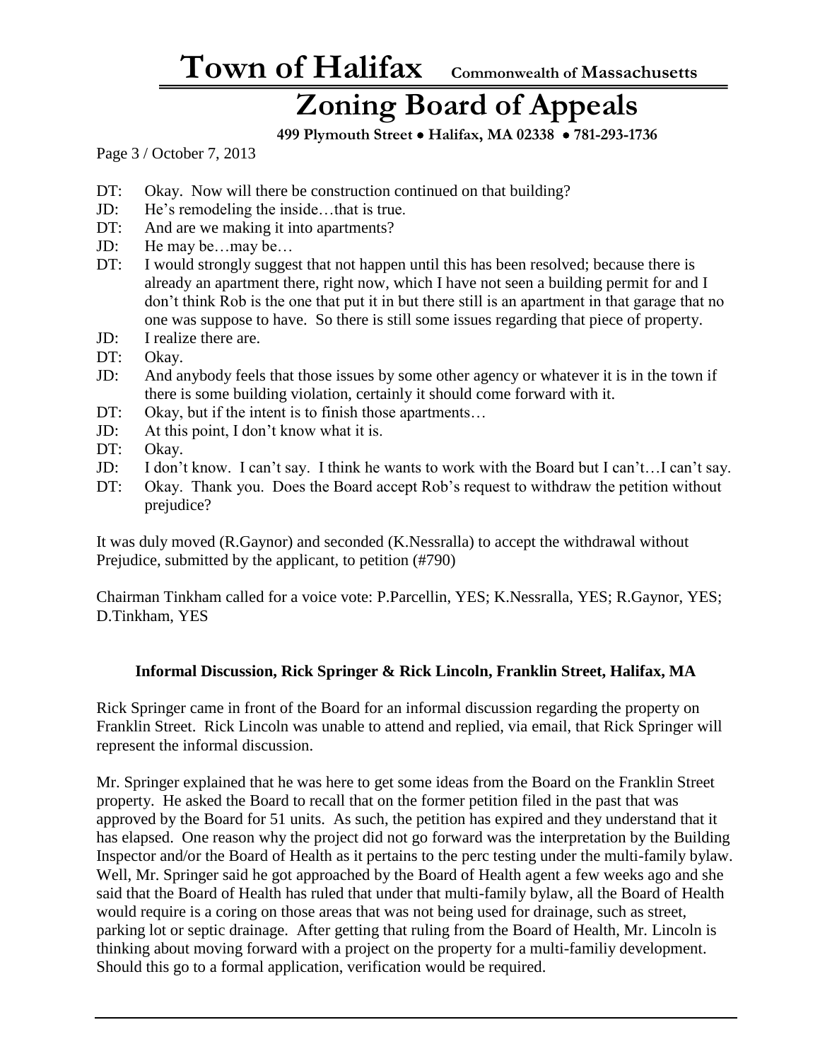DT: Okay. Now will there be construction continued on that building?

JD: He's remodeling the inside…that is true.

DT: And are we making it into apartments?

JD: He may be…may be…

DT: I would strongly suggest that not happen until this has been resolved; because there is already an apartment there, right now, which I have not seen a building permit for and I don't think Rob is the one that put it in but there still is an apartment in that garage that no one was suppose to have. So there is still some issues regarding that piece of property.

JD: I realize there are.

DT: Okay.

JD: And anybody feels that those issues by some other agency or whatever it is in the town if there is some building violation, certainly it should come forward with it.

DT: Okay, but if the intent is to finish those apartments…

JD: At this point, I don't know what it is.

DT: Okay.

JD: I don't know. I can't say. I think he wants to work with the Board but I can't…I can't say.

DT: Okay. Thank you. Does the Board accept Rob's request to withdraw the petition without prejudice?

It was duly moved (R.Gaynor) and seconded (K.Nessralla) to accept the withdrawal without Prejudice, submitted by the applicant, to petition (#790)

Chairman Tinkham called for a voice vote: P.Parcellin, YES; K.Nessralla, YES; R.Gaynor, YES; D.Tinkham, YES

**Informal Discussion, Rick Springer & Rick Lincoln, Franklin Street, Halifax, MA**

Rick Springer came in front of the Board for an informal discussion regarding the property on Franklin Street. Rick Lincoln was unable to attend and replied, via email, that Rick Springer will represent the informal discussion.

Mr. Springer explained that he was here to get some ideas from the Board on the Franklin Street property. He asked the Board to recall that on the former petition filed in the past that was approved by the Board for 51 units. As such, the petition has expired and they understand that it has elapsed. One reason why the project did not go forward was the interpretation by the Building Inspector and/or the Board of Health as it pertains to the perc testing under the multi-family bylaw. Well, Mr. Springer said he got approached by the Board of Health agent a few weeks ago and she said that the Board of Health has ruled that under that multi-family bylaw, all the Board of Health would require is a coring on those areas that was not being used for drainage, such as street, parking lot or septic drainage. After getting that ruling from the Board of Health, Mr. Lincoln is thinking about moving forward with a project on the property for a multi-familiy development. Should this go to a formal application, verification would be required.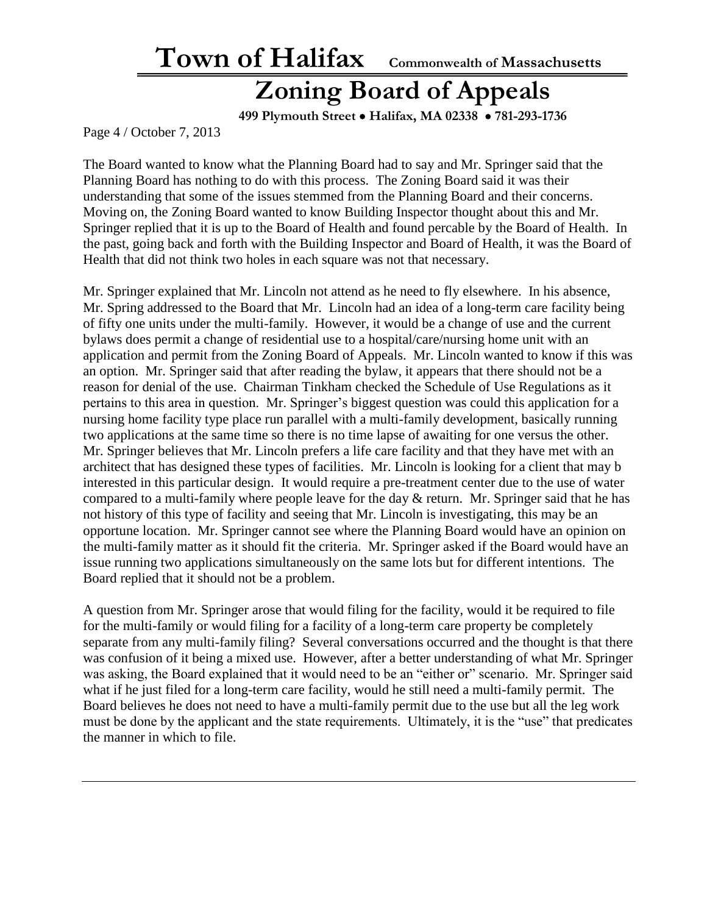The Board wanted to know what the Planning Board had to say and Mr. Springer said that the Planning Board has nothing to do with this process. The Zoning Board said it was their understanding that some of the issues stemmed from the Planning Board and their concerns. Moving on, the Zoning Board wanted to know Building Inspector thought about this and Mr. Springer replied that it is up to the Board of Health and found percable by the Board of Health. In the past, going back and forth with the Building Inspector and Board of Health, it was the Board of Health that did not think two holes in each square was not that necessary.

Mr. Springer explained that Mr. Lincoln not attend as he need to fly elsewhere. In his absence, Mr. Spring addressed to the Board that Mr. Lincoln had an idea of a long-term care facility being of fifty one units under the multi-family. However, it would be a change of use and the current bylaws does permit a change of residential use to a hospital/care/nursing home unit with an application and permit from the Zoning Board of Appeals. Mr. Lincoln wanted to know if this was an option. Mr. Springer said that after reading the bylaw, it appears that there should not be a reason for denial of the use. Chairman Tinkham checked the Schedule of Use Regulations as it pertains to this area in question. Mr. Springer's biggest question was could this application for a nursing home facility type place run parallel with a multi-family development, basically running two applications at the same time so there is no time lapse of awaiting for one versus the other. Mr. Springer believes that Mr. Lincoln prefers a life care facility and that they have met with an architect that has designed these types of facilities. Mr. Lincoln is looking for a client that may b interested in this particular design. It would require a pre-treatment center due to the use of water compared to a multi-family where people leave for the day & return. Mr. Springer said that he has not history of this type of facility and seeing that Mr. Lincoln is investigating, this may be an opportune location. Mr. Springer cannot see where the Planning Board would have an opinion on the multi-family matter as it should fit the criteria. Mr. Springer asked if the Board would have an issue running two applications simultaneously on the same lots but for different intentions. The Board replied that it should not be a problem.

A question from Mr. Springer arose that would filing for the facility, would it be required to file for the multi-family or would filing for a facility of a long-term care property be completely separate from any multi-family filing? Several conversations occurred and the thought is that there was confusion of it being a mixed use. However, after a better understanding of what Mr. Springer was asking, the Board explained that it would need to be an "either or" scenario. Mr. Springer said what if he just filed for a long-term care facility, would he still need a multi-family permit. The Board believes he does not need to have a multi-family permit due to the use but all the leg work must be done by the applicant and the state requirements. Ultimately, it is the "use" that predicates the manner in which to file.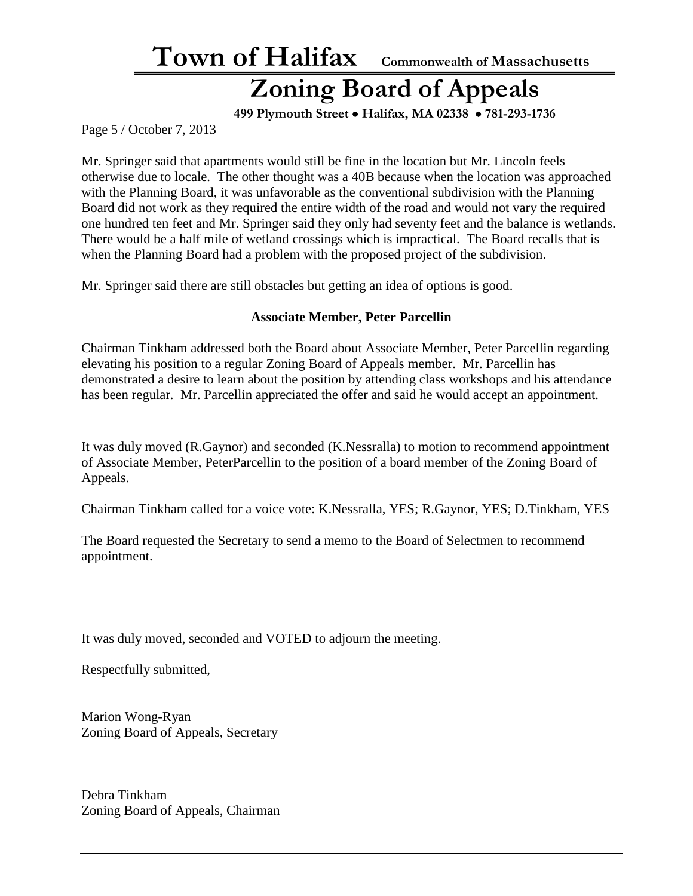Mr. Springer said that apartments would still be fine in the location but Mr. Lincoln feels otherwise due to locale. The other thought was a 40B because when the location was approached with the Planning Board, it was unfavorable as the conventional subdivision with the Planning Board did not work as they required the entire width of the road and would not vary the required one hundred ten feet and Mr. Springer said they only had seventy feet and the balance is wetlands. There would be a half mile of wetland crossings which is impractical. The Board recalls that is when the Planning Board had a problem with the proposed project of the subdivision.

Mr. Springer said there are still obstacles but getting an idea of options is good.

**Associate Member, Peter Parcellin**

Chairman Tinkham addressed both the Board about Associate Member, Peter Parcellin regarding elevating his position to a regular Zoning Board of Appeals member. Mr. Parcellin has demonstrated a desire to learn about the position by attending class workshops and his attendance has been regular. Mr. Parcellin appreciated the offer and said he would accept an appointment.

---

It was duly moved (R.Gaynor) and seconded (K.Nessralla) to motion to recommend appointment of Associate Member, PeterParcellin to the position of a board member of the Zoning Board of Appeals.

Chairman Tinkham called for a voice vote: K.Nessralla, YES; R.Gaynor, YES; D.Tinkham, YES

The Board requested the Secretary to send a memo to the Board of Selectmen to recommend appointment.

---

It was duly moved, seconded and VOTED to adjourn the meeting.

Respectfully submitted,

Marion Wong-Ryan
Zoning Board of Appeals, Secretary

Debra Tinkham
Zoning Board of Appeals, Chairman